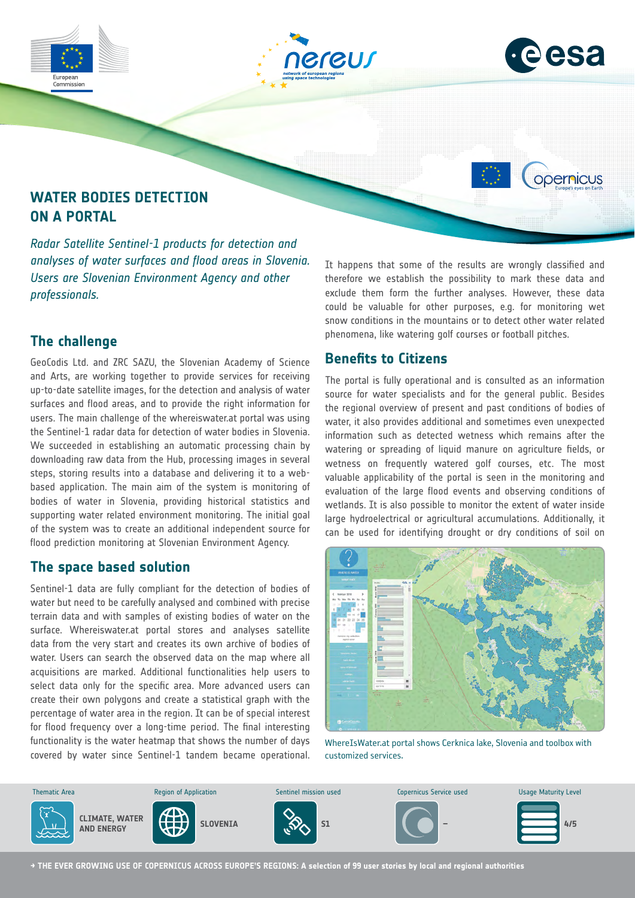# WATER BODIES DETECTION ON A PORTAL

*Radar Satellite Sentinel-1 products for detection and analyses of water surfaces and flood areas in Slovenia. Users are Slovenian Environment Agency and other professionals.*

## The challenge

GeoCodis Ltd. and ZRC SAZU, the Slovenian Academy of Science and Arts, are working together to provide services for receiving up-to-date satellite images, for the detection and analysis of water surfaces and flood areas, and to provide the right information for users. The main challenge of the whereiswater.at portal was using the Sentinel-1 radar data for detection of water bodies in Slovenia. We succeeded in establishing an automatic processing chain by downloading raw data from the Hub, processing images in several steps, storing results into a database and delivering it to a web-based application. The main aim of the system is monitoring of bodies of water in Slovenia, providing historical statistics and supporting water related environment monitoring. The initial goal of the system was to create an additional independent source for flood prediction monitoring at Slovenian Environment Agency.

## The space based solution

Sentinel-1 data are fully compliant for the detection of bodies of water but need to be carefully analysed and combined with precise terrain data and with samples of existing bodies of water on the surface. Whereiswater.at portal stores and analyses satellite data from the very start and creates its own archive of bodies of water. Users can search the observed data on the map where all acquisitions are marked. Additional functionalities help users to select data only for the specific area. More advanced users can create their own polygons and create a statistical graph with the percentage of water area in the region. It can be of special interest for flood frequency over a long-time period. The final interesting functionality is the water heatmap that shows the number of days covered by water since Sentinel-1 tandem became operational.

It happens that some of the results are wrongly classified and therefore we establish the possibility to mark these data and exclude them form the further analyses. However, these data could be valuable for other purposes, e.g. for monitoring wet snow conditions in the mountains or to detect other water related phenomena, like watering golf courses or football pitches.

## Benefits to Citizens

The portal is fully operational and is consulted as an information source for water specialists and for the general public. Besides the regional overview of present and past conditions of bodies of water, it also provides additional and sometimes even unexpected information such as detected wetness which remains after the watering or spreading of liquid manure on agriculture fields, or wetness on frequently watered golf courses, etc. The most valuable applicability of the portal is seen in the monitoring and evaluation of the large flood events and observing conditions of wetlands. It is also possible to monitor the extent of water inside large hydroelectrical or agricultural accumulations. Additionally, it can be used for identifying drought or dry conditions of soil on

WhereIsWater.at portal shows Cerknica lake, Slovenia and toolbox with customized services.

| Thematic Area | Region of Application | Sentinel mission used | Copernicus Service used | Usage Maturity Level |
| --- | --- | --- | --- | --- |
| CLIMATE, WATER AND ENERGY | SLOVENIA | S1 | – | 4/5 |

→ THE EVER GROWING USE OF COPERNICUS ACROSS EUROPE'S REGIONS: A selection of 99 user stories by local and regional authorities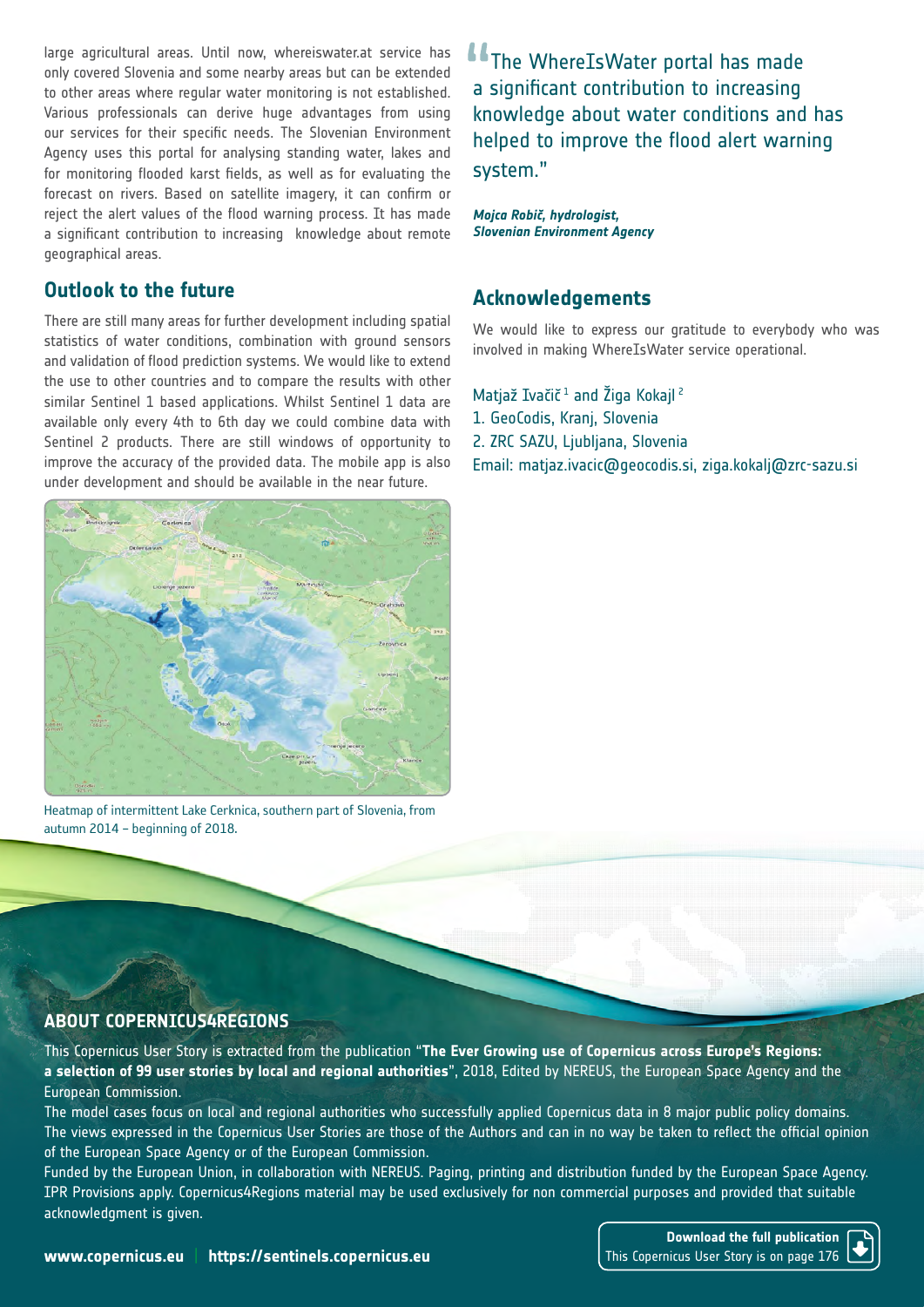large agricultural areas. Until now, whereiswater.at service has only covered Slovenia and some nearby areas but can be extended to other areas where regular water monitoring is not established. Various professionals can derive huge advantages from using our services for their specific needs. The Slovenian Environment Agency uses this portal for analysing standing water, lakes and for monitoring flooded karst fields, as well as for evaluating the forecast on rivers. Based on satellite imagery, it can confirm or reject the alert values of the flood warning process. It has made a significant contribution to increasing knowledge about remote geographical areas.

## Outlook to the future

There are still many areas for further development including spatial statistics of water conditions, combination with ground sensors and validation of flood prediction systems. We would like to extend the use to other countries and to compare the results with other similar Sentinel 1 based applications. Whilst Sentinel 1 data are available only every 4th to 6th day we could combine data with Sentinel 2 products. There are still windows of opportunity to improve the accuracy of the provided data. The mobile app is also under development and should be available in the near future.

Heatmap of intermittent Lake Cerknica, southern part of Slovenia, from autumn 2014 – beginning of 2018.

> "The WhereIsWater portal has made a significant contribution to increasing knowledge about water conditions and has helped to improve the flood alert warning system."
>
> ***Mojca Robič, hydrologist, Slovenian Environment Agency***

## Acknowledgements

We would like to express our gratitude to everybody who was involved in making WhereIsWater service operational.

Matjaž Ivačič[1] and Žiga Kokajl[2]
1. GeoCodis, Kranj, Slovenia
2. ZRC SAZU, Ljubljana, Slovenia
Email: matjaz.ivacic@geocodis.si, ziga.kokalj@zrc-sazu.si

## ABOUT COPERNICUS4REGIONS

This Copernicus User Story is extracted from the publication "**The Ever Growing use of Copernicus across Europe's Regions: a selection of 99 user stories by local and regional authorities**", 2018, Edited by NEREUS, the European Space Agency and the European Commission.

The model cases focus on local and regional authorities who successfully applied Copernicus data in 8 major public policy domains. The views expressed in the Copernicus User Stories are those of the Authors and can in no way be taken to reflect the official opinion of the European Space Agency or of the European Commission.

Funded by the European Union, in collaboration with NEREUS. Paging, printing and distribution funded by the European Space Agency. IPR Provisions apply. Copernicus4Regions material may be used exclusively for non commercial purposes and provided that suitable acknowledgment is given.

**www.copernicus.eu** | **https://sentinels.copernicus.eu**

**Download the full publication**
This Copernicus User Story is on page 176